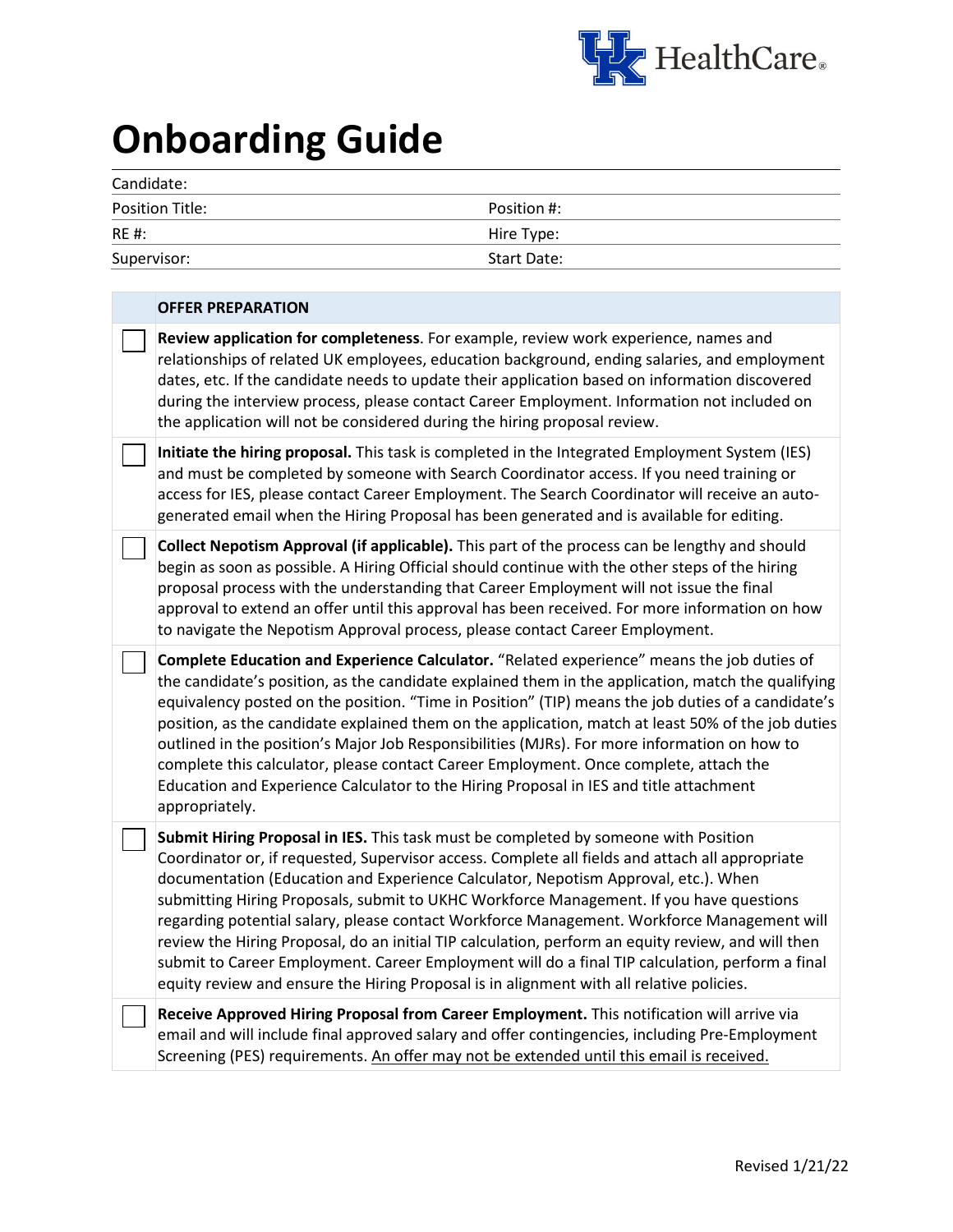# Onboarding Guide

| Candidate: | |
|---|---|
| Position Title: | Position #: |
| RE #: | Hire Type: |
| Supervisor: | Start Date: |

| | OFFER PREPARATION |
|---|---|
| ☐ | **Review application for completeness**. For example, review work experience, names and relationships of related UK employees, education background, ending salaries, and employment dates, etc. If the candidate needs to update their application based on information discovered during the interview process, please contact Career Employment. Information not included on the application will not be considered during the hiring proposal review. |
| ☐ | **Initiate the hiring proposal.** This task is completed in the Integrated Employment System (IES) and must be completed by someone with Search Coordinator access. If you need training or access for IES, please contact Career Employment. The Search Coordinator will receive an auto-generated email when the Hiring Proposal has been generated and is available for editing. |
| ☐ | **Collect Nepotism Approval (if applicable).** This part of the process can be lengthy and should begin as soon as possible. A Hiring Official should continue with the other steps of the hiring proposal process with the understanding that Career Employment will not issue the final approval to extend an offer until this approval has been received. For more information on how to navigate the Nepotism Approval process, please contact Career Employment. |
| ☐ | **Complete Education and Experience Calculator.** "Related experience" means the job duties of the candidate's position, as the candidate explained them in the application, match the qualifying equivalency posted on the position. "Time in Position" (TIP) means the job duties of a candidate's position, as the candidate explained them on the application, match at least 50% of the job duties outlined in the position's Major Job Responsibilities (MJRs). For more information on how to complete this calculator, please contact Career Employment. Once complete, attach the Education and Experience Calculator to the Hiring Proposal in IES and title attachment appropriately. |
| ☐ | **Submit Hiring Proposal in IES.** This task must be completed by someone with Position Coordinator or, if requested, Supervisor access. Complete all fields and attach all appropriate documentation (Education and Experience Calculator, Nepotism Approval, etc.). When submitting Hiring Proposals, submit to UKHC Workforce Management. If you have questions regarding potential salary, please contact Workforce Management. Workforce Management will review the Hiring Proposal, do an initial TIP calculation, perform an equity review, and will then submit to Career Employment. Career Employment will do a final TIP calculation, perform a final equity review and ensure the Hiring Proposal is in alignment with all relative policies. |
| ☐ | **Receive Approved Hiring Proposal from Career Employment.** This notification will arrive via email and will include final approved salary and offer contingencies, including Pre-Employment Screening (PES) requirements. <u>An offer may not be extended until this email is received.</u> |

Revised 1/21/22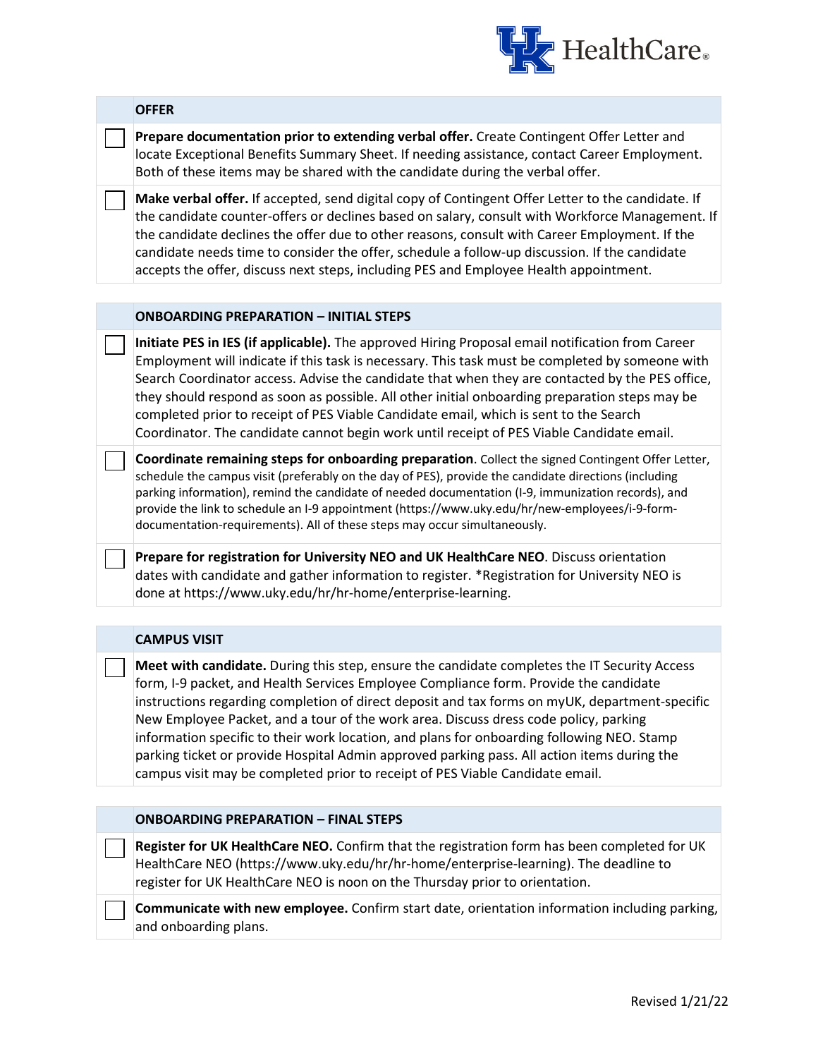| | OFFER |
|---|---|
| ☐ | **Prepare documentation prior to extending verbal offer.** Create Contingent Offer Letter and locate Exceptional Benefits Summary Sheet. If needing assistance, contact Career Employment. Both of these items may be shared with the candidate during the verbal offer. |
| ☐ | **Make verbal offer.** If accepted, send digital copy of Contingent Offer Letter to the candidate. If the candidate counter-offers or declines based on salary, consult with Workforce Management. If the candidate declines the offer due to other reasons, consult with Career Employment. If the candidate needs time to consider the offer, schedule a follow-up discussion. If the candidate accepts the offer, discuss next steps, including PES and Employee Health appointment. |

| | ONBOARDING PREPARATION – INITIAL STEPS |
|---|---|
| ☐ | **Initiate PES in IES (if applicable).** The approved Hiring Proposal email notification from Career Employment will indicate if this task is necessary. This task must be completed by someone with Search Coordinator access. Advise the candidate that when they are contacted by the PES office, they should respond as soon as possible. All other initial onboarding preparation steps may be completed prior to receipt of PES Viable Candidate email, which is sent to the Search Coordinator. The candidate cannot begin work until receipt of PES Viable Candidate email. |
| ☐ | **Coordinate remaining steps for onboarding preparation**. Collect the signed Contingent Offer Letter, schedule the campus visit (preferably on the day of PES), provide the candidate directions (including parking information), remind the candidate of needed documentation (I-9, immunization records), and provide the link to schedule an I-9 appointment (https://www.uky.edu/hr/new-employees/i-9-form-documentation-requirements). All of these steps may occur simultaneously. |
| ☐ | **Prepare for registration for University NEO and UK HealthCare NEO**. Discuss orientation dates with candidate and gather information to register. *Registration for University NEO is done at https://www.uky.edu/hr/hr-home/enterprise-learning. |

| | CAMPUS VISIT |
|---|---|
| ☐ | **Meet with candidate.** During this step, ensure the candidate completes the IT Security Access form, I-9 packet, and Health Services Employee Compliance form. Provide the candidate instructions regarding completion of direct deposit and tax forms on myUK, department-specific New Employee Packet, and a tour of the work area. Discuss dress code policy, parking information specific to their work location, and plans for onboarding following NEO. Stamp parking ticket or provide Hospital Admin approved parking pass. All action items during the campus visit may be completed prior to receipt of PES Viable Candidate email. |

| | ONBOARDING PREPARATION – FINAL STEPS |
|---|---|
| ☐ | **Register for UK HealthCare NEO.** Confirm that the registration form has been completed for UK HealthCare NEO (https://www.uky.edu/hr/hr-home/enterprise-learning). The deadline to register for UK HealthCare NEO is noon on the Thursday prior to orientation. |
| ☐ | **Communicate with new employee.** Confirm start date, orientation information including parking, and onboarding plans. |

Revised 1/21/22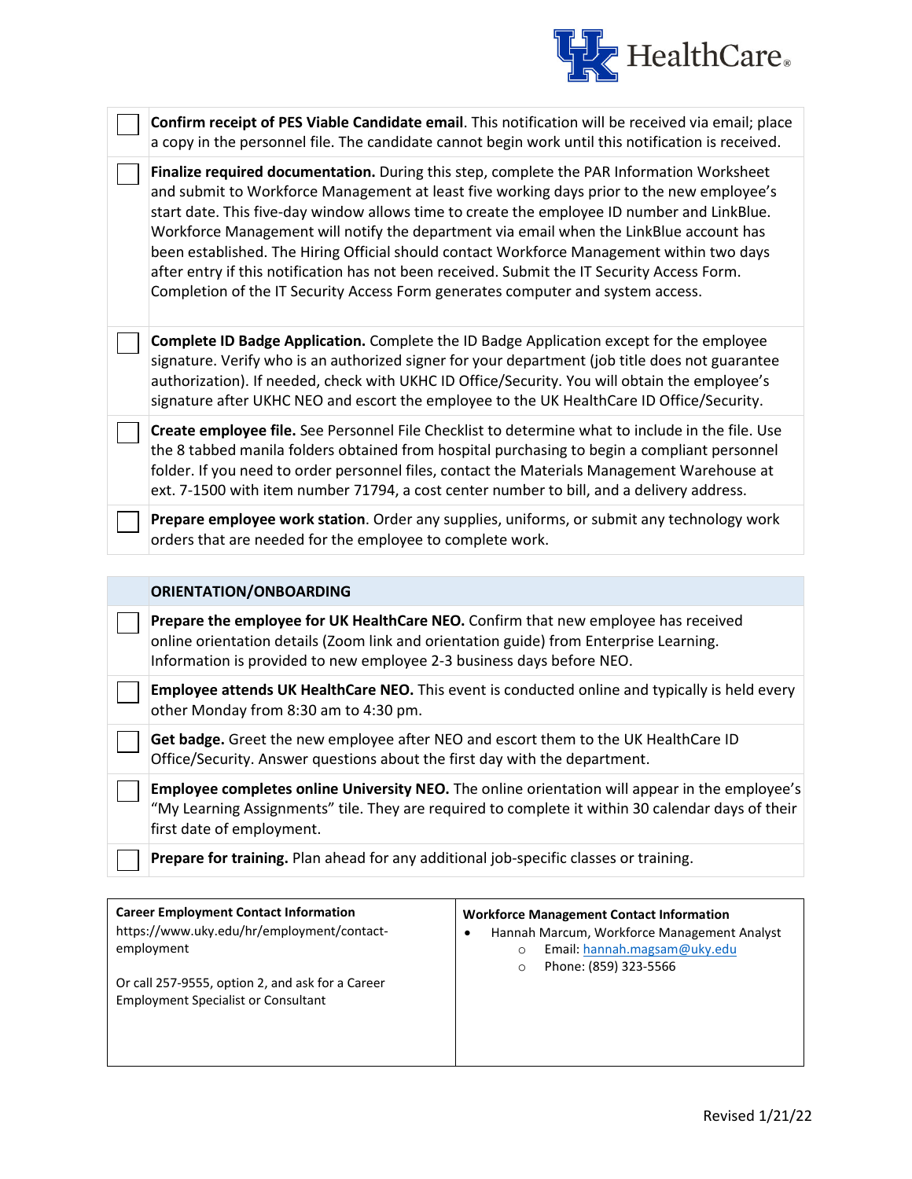| | |
|---|---|
| ☐ | **Confirm receipt of PES Viable Candidate email**. This notification will be received via email; place a copy in the personnel file. The candidate cannot begin work until this notification is received. |
| ☐ | **Finalize required documentation.** During this step, complete the PAR Information Worksheet and submit to Workforce Management at least five working days prior to the new employee's start date. This five-day window allows time to create the employee ID number and LinkBlue. Workforce Management will notify the department via email when the LinkBlue account has been established. The Hiring Official should contact Workforce Management within two days after entry if this notification has not been received. Submit the IT Security Access Form. Completion of the IT Security Access Form generates computer and system access. |
| ☐ | **Complete ID Badge Application.** Complete the ID Badge Application except for the employee signature. Verify who is an authorized signer for your department (job title does not guarantee authorization). If needed, check with UKHC ID Office/Security. You will obtain the employee's signature after UKHC NEO and escort the employee to the UK HealthCare ID Office/Security. |
| ☐ | **Create employee file.** See Personnel File Checklist to determine what to include in the file. Use the 8 tabbed manila folders obtained from hospital purchasing to begin a compliant personnel folder. If you need to order personnel files, contact the Materials Management Warehouse at ext. 7-1500 with item number 71794, a cost center number to bill, and a delivery address. |
| ☐ | **Prepare employee work station**. Order any supplies, uniforms, or submit any technology work orders that are needed for the employee to complete work. |

| | **ORIENTATION/ONBOARDING** |
|---|---|
| ☐ | **Prepare the employee for UK HealthCare NEO.** Confirm that new employee has received online orientation details (Zoom link and orientation guide) from Enterprise Learning. Information is provided to new employee 2-3 business days before NEO. |
| ☐ | **Employee attends UK HealthCare NEO.** This event is conducted online and typically is held every other Monday from 8:30 am to 4:30 pm. |
| ☐ | **Get badge.** Greet the new employee after NEO and escort them to the UK HealthCare ID Office/Security. Answer questions about the first day with the department. |
| ☐ | **Employee completes online University NEO.** The online orientation will appear in the employee's "My Learning Assignments" tile. They are required to complete it within 30 calendar days of their first date of employment. |
| ☐ | **Prepare for training.** Plan ahead for any additional job-specific classes or training. |

| **Career Employment Contact Information** | **Workforce Management Contact Information** |
|---|---|
| https://www.uky.edu/hr/employment/contact-employment<br><br>Or call 257-9555, option 2, and ask for a Career Employment Specialist or Consultant | • Hannah Marcum, Workforce Management Analyst<br>  ○ Email: hannah.magsam@uky.edu<br>  ○ Phone: (859) 323-5566 |

Revised 1/21/22